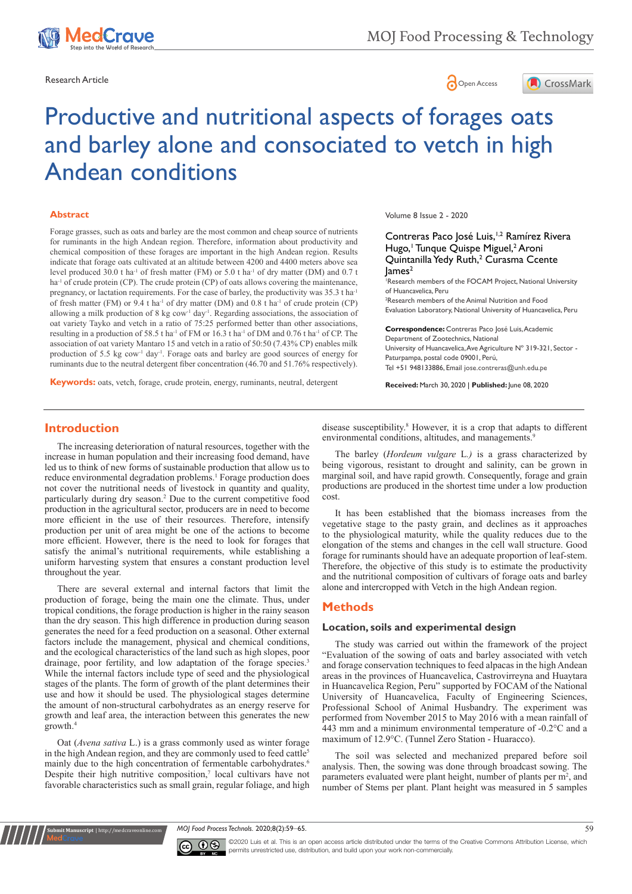Research Article

# Productive and nutritional aspects of forages oats and barley alone and consociated to vetch in high Andean conditions

Volume 8 Issue 2 - 2020

Contreras Paco José Luis,[1,2] Ramírez Rivera Hugo,[1] Tunque Quispe Miguel,[2] Aroni Quintanilla Yedy Ruth,[2] Curasma Ccente James[2]

[1]Research members of the FOCAM Project, National University of Huancavelica, Peru

[2]Research members of the Animal Nutrition and Food Evaluation Laboratory, National University of Huancavelica, Peru

**Correspondence:** Contreras Paco José Luis, Academic Department of Zootechnics, National University of Huancavelica, Ave Agriculture N° 319-321, Sector - Paturpampa, postal code 09001, Perú, Tel +51 948133886, Email jose.contreras@unh.edu.pe

**Received:** March 30, 2020 | **Published:** June 08, 2020

## Abstract

Forage grasses, such as oats and barley are the most common and cheap source of nutrients for ruminants in the high Andean region. Therefore, information about productivity and chemical composition of these forages are important in the high Andean region. Results indicate that forage oats cultivated at an altitude between 4200 and 4400 meters above sea level produced 30.0 t ha$^{-1}$ of fresh matter (FM) or 5.0 t ha$^{-1}$ of dry matter (DM) and 0.7 t ha$^{-1}$ of crude protein (CP). The crude protein (CP) of oats allows covering the maintenance, pregnancy, or lactation requirements. For the case of barley, the productivity was 35.3 t ha$^{-1}$ of fresh matter (FM) or 9.4 t ha$^{-1}$ of dry matter (DM) and 0.8 t ha$^{-1}$ of crude protein (CP) allowing a milk production of 8 kg cow$^{-1}$ day$^{-1}$. Regarding associations, the association of oat variety Tayko and vetch in a ratio of 75:25 performed better than other associations, resulting in a production of 58.5 t ha$^{-1}$ of FM or 16.3 t ha$^{-1}$ of DM and 0.76 t ha$^{-1}$ of CP. The association of oat variety Mantaro 15 and vetch in a ratio of 50:50 (7.43% CP) enables milk production of 5.5 kg cow$^{-1}$ day$^{-1}$. Forage oats and barley are good sources of energy for ruminants due to the neutral detergent fiber concentration (46.70 and 51.76% respectively).

**Keywords:** oats, vetch, forage, crude protein, energy, ruminants, neutral, detergent

## Introduction

The increasing deterioration of natural resources, together with the increase in human population and their increasing food demand, have led us to think of new forms of sustainable production that allow us to reduce environmental degradation problems.[1] Forage production does not cover the nutritional needs of livestock in quantity and quality, particularly during dry season.[2] Due to the current competitive food production in the agricultural sector, producers are in need to become more efficient in the use of their resources. Therefore, intensify production per unit of area might be one of the actions to become more efficient. However, there is the need to look for forages that satisfy the animal's nutritional requirements, while establishing a uniform harvesting system that ensures a constant production level throughout the year.

There are several external and internal factors that limit the production of forage, being the main one the climate. Thus, under tropical conditions, the forage production is higher in the rainy season than the dry season. This high difference in production during season generates the need for a feed production on a seasonal. Other external factors include the management, physical and chemical conditions, and the ecological characteristics of the land such as high slopes, poor drainage, poor fertility, and low adaptation of the forage species.[3] While the internal factors include type of seed and the physiological stages of the plants. The form of growth of the plant determines their use and how it should be used. The physiological stages determine the amount of non-structural carbohydrates as an energy reserve for growth and leaf area, the interaction between this generates the new growth.[4]

Oat (*Avena sativa* L.) is a grass commonly used as winter forage in the high Andean region, and they are commonly used to feed cattle[5] mainly due to the high concentration of fermentable carbohydrates.[6] Despite their high nutritive composition,[7] local cultivars have not favorable characteristics such as small grain, regular foliage, and high disease susceptibility.[8] However, it is a crop that adapts to different environmental conditions, altitudes, and managements.[9]

The barley (*Hordeum vulgare* L.) is a grass characterized by being vigorous, resistant to drought and salinity, can be grown in marginal soil, and have rapid growth. Consequently, forage and grain productions are produced in the shortest time under a low production cost.

It has been established that the biomass increases from the vegetative stage to the pasty grain, and declines as it approaches to the physiological maturity, while the quality reduces due to the elongation of the stems and changes in the cell wall structure. Good forage for ruminants should have an adequate proportion of leaf-stem. Therefore, the objective of this study is to estimate the productivity and the nutritional composition of cultivars of forage oats and barley alone and intercropped with Vetch in the high Andean region.

## Methods

### Location, soils and experimental design

The study was carried out within the framework of the project "Evaluation of the sowing of oats and barley associated with vetch and forage conservation techniques to feed alpacas in the high Andean areas in the provinces of Huancavelica, Castrovirreyna and Huaytara in Huancavelica Region, Peru" supported by FOCAM of the National University of Huancavelica, Faculty of Engineering Sciences, Professional School of Animal Husbandry. The experiment was performed from November 2015 to May 2016 with a mean rainfall of 443 mm and a minimum environmental temperature of -0.2°C and a maximum of 12.9°C. (Tunnel Zero Station - Huaracco).

The soil was selected and mechanized prepared before soil analysis. Then, the sowing was done through broadcast sowing. The parameters evaluated were plant height, number of plants per m$^2$, and number of Stems per plant. Plant height was measured in 5 samples

©2020 Luis et al. This is an open access article distributed under the terms of the Creative Commons Attribution License, which permits unrestricted use, distribution, and build upon your work non-commercially.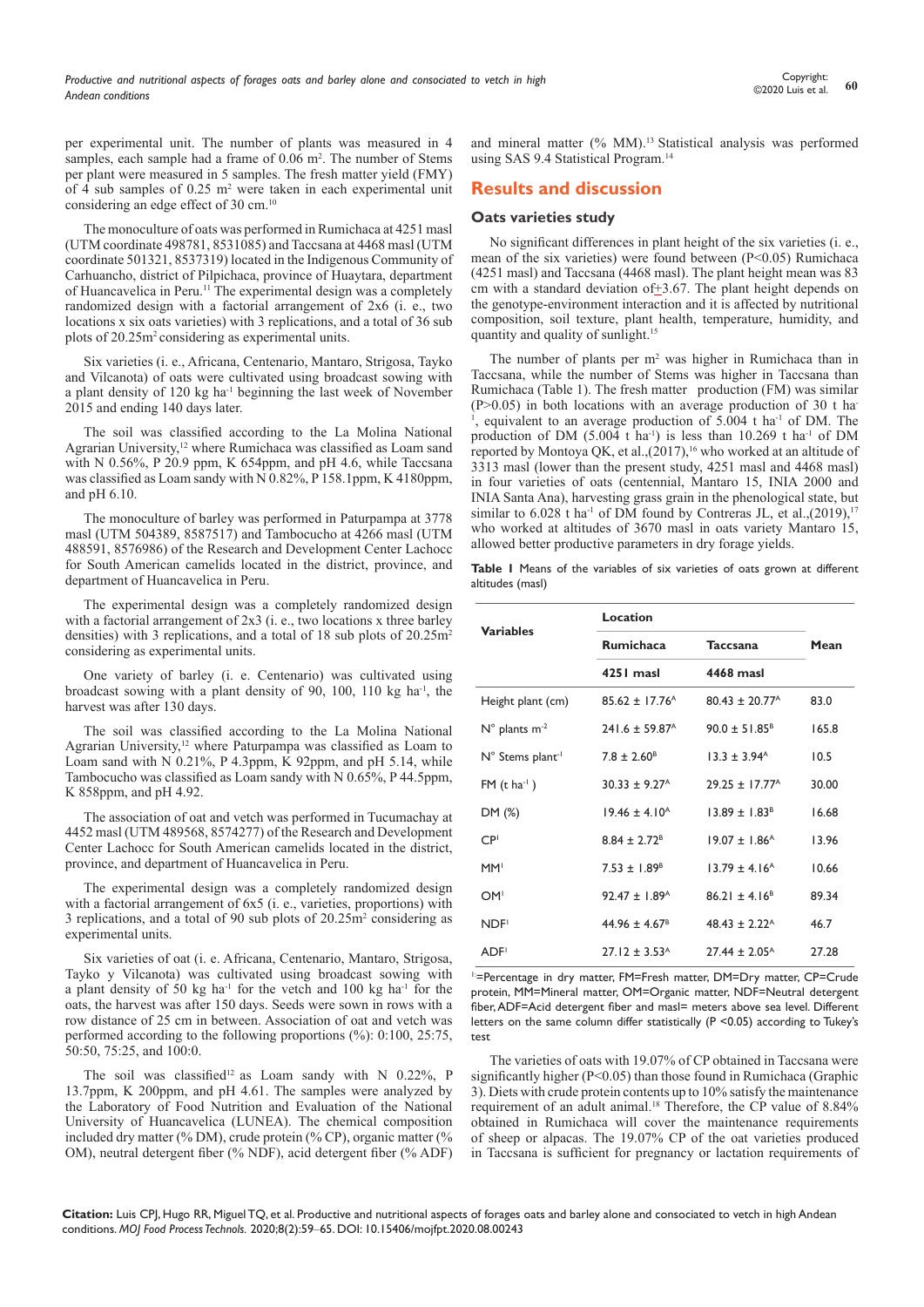per experimental unit. The number of plants was measured in 4 samples, each sample had a frame of 0.06 m$^2$. The number of Stems per plant were measured in 5 samples. The fresh matter yield (FMY) of 4 sub samples of 0.25 m$^2$ were taken in each experimental unit considering an edge effect of 30 cm.[10]

The monoculture of oats was performed in Rumichaca at 4251 masl (UTM coordinate 498781, 8531085) and Taccsana at 4468 masl (UTM coordinate 501321, 8537319) located in the Indigenous Community of Carhuancho, district of Pilpichaca, province of Huaytara, department of Huancavelica in Peru.[11] The experimental design was a completely randomized design with a factorial arrangement of 2x6 (i. e., two locations x six oats varieties) with 3 replications, and a total of 36 sub plots of 20.25m$^2$ considering as experimental units.

Six varieties (i. e., Africana, Centenario, Mantaro, Strigosa, Tayko and Vilcanota) of oats were cultivated using broadcast sowing with a plant density of 120 kg ha$^{-1}$ beginning the last week of November 2015 and ending 140 days later.

The soil was classified according to the La Molina National Agrarian University,[12] where Rumichaca was classified as Loam sand with N 0.56%, P 20.9 ppm, K 654ppm, and pH 4.6, while Taccsana was classified as Loam sandy with N 0.82%, P 158.1ppm, K 4180ppm, and pH 6.10.

The monoculture of barley was performed in Paturpampa at 3778 masl (UTM 504389, 8587517) and Tambocucho at 4266 masl (UTM 488591, 8576986) of the Research and Development Center Lachocc for South American camelids located in the district, province, and department of Huancavelica in Peru.

The experimental design was a completely randomized design with a factorial arrangement of 2x3 (i. e., two locations x three barley densities) with 3 replications, and a total of 18 sub plots of 20.25m$^2$ considering as experimental units.

One variety of barley (i. e. Centenario) was cultivated using broadcast sowing with a plant density of 90, 100, 110 kg ha$^{-1}$, the harvest was after 130 days.

The soil was classified according to the La Molina National Agrarian University,[12] where Paturpampa was classified as Loam to Loam sand with N 0.21%, P 4.3ppm, K 92ppm, and pH 5.14, while Tambocucho was classified as Loam sandy with N 0.65%, P 44.5ppm, K 858ppm, and pH 4.92.

The association of oat and vetch was performed in Tucumachay at 4452 masl (UTM 489568, 8574277) of the Research and Development Center Lachocc for South American camelids located in the district, province, and department of Huancavelica in Peru.

The experimental design was a completely randomized design with a factorial arrangement of 6x5 (i. e., varieties, proportions) with 3 replications, and a total of 90 sub plots of 20.25m$^2$ considering as experimental units.

Six varieties of oat (i. e. Africana, Centenario, Mantaro, Strigosa, Tayko y Vilcanota) was cultivated using broadcast sowing with a plant density of 50 kg ha$^{-1}$ for the vetch and 100 kg ha$^{-1}$ for the oats, the harvest was after 150 days. Seeds were sown in rows with a row distance of 25 cm in between. Association of oat and vetch was performed according to the following proportions (%): 0:100, 25:75, 50:50, 75:25, and 100:0.

The soil was classified[12] as Loam sandy with N 0.22%, P 13.7ppm, K 200ppm, and pH 4.61. The samples were analyzed by the Laboratory of Food Nutrition and Evaluation of the National University of Huancavelica (LUNEA). The chemical composition included dry matter (% DM), crude protein (% CP), organic matter (% OM), neutral detergent fiber (% NDF), acid detergent fiber (% ADF) and mineral matter (% MM).[13] Statistical analysis was performed using SAS 9.4 Statistical Program.[14]

## Results and discussion

### Oats varieties study

No significant differences in plant height of the six varieties (i. e., mean of the six varieties) were found between ($P<0.05$) Rumichaca (4251 masl) and Taccsana (4468 masl). The plant height mean was 83 cm with a standard deviation of $\pm$3.67. The plant height depends on the genotype-environment interaction and it is affected by nutritional composition, soil texture, plant health, temperature, humidity, and quantity and quality of sunlight.[15]

The number of plants per m$^2$ was higher in Rumichaca than in Taccsana, while the number of Stems was higher in Taccsana than Rumichaca (Table 1). The fresh matter production (FM) was similar ($P>0.05$) in both locations with an average production of 30 t ha$^{-1}$, equivalent to an average production of 5.004 t ha$^{-1}$ of DM. The production of DM (5.004 t ha$^{-1}$) is less than 10.269 t ha$^{-1}$ of DM reported by Montoya QK, et al.,(2017),[16] who worked at an altitude of 3313 masl (lower than the present study, 4251 masl and 4468 masl) in four varieties of oats (centennial, Mantaro 15, INIA 2000 and INIA Santa Ana), harvesting grass grain in the phenological state, but similar to 6.028 t ha$^{-1}$ of DM found by Contreras JL, et al.,(2019),[17] who worked at altitudes of 3670 masl in oats variety Mantaro 15, allowed better productive parameters in dry forage yields.

**Table 1** Means of the variables of six varieties of oats grown at different altitudes (masl)

| Variables | Location | | Mean |
|---|---|---|---|
| | Rumichaca | Taccsana | |
| | 4251 masl | 4468 masl | |
| Height plant (cm) | 85.62 ± 17.76$^A$ | 80.43 ± 20.77$^A$ | 83.0 |
| N° plants m$^{-2}$ | 241.6 ± 59.87$^A$ | 90.0 ± 51.85$^B$ | 165.8 |
| N° Stems plant$^{-1}$ | 7.8 ± 2.60$^B$ | 13.3 ± 3.94$^A$ | 10.5 |
| FM (t ha$^{-1}$ ) | 30.33 ± 9.27$^A$ | 29.25 ± 17.77$^A$ | 30.00 |
| DM (%) | 19.46 ± 4.10$^A$ | 13.89 ± 1.83$^B$ | 16.68 |
| CP[1] | 8.84 ± 2.72$^B$ | 19.07 ± 1.86$^A$ | 13.96 |
| MM[1] | 7.53 ± 1.89$^B$ | 13.79 ± 4.16$^A$ | 10.66 |
| OM[1] | 92.47 ± 1.89$^A$ | 86.21 ± 4.16$^B$ | 89.34 |
| NDF[1] | 44.96 ± 4.67$^B$ | 48.43 ± 2.22$^A$ | 46.7 |
| ADF[1] | 27.12 ± 3.53$^A$ | 27.44 ± 2.05$^A$ | 27.28 |

[1]=Percentage in dry matter, FM=Fresh matter, DM=Dry matter, CP=Crude protein, MM=Mineral matter, OM=Organic matter, NDF=Neutral detergent fiber, ADF=Acid detergent fiber and masl= meters above sea level. Different letters on the same column differ statistically (P <0.05) according to Tukey's test

The varieties of oats with 19.07% of CP obtained in Taccsana were significantly higher ($P<0.05$) than those found in Rumichaca (Graphic 3). Diets with crude protein contents up to 10% satisfy the maintenance requirement of an adult animal.[18] Therefore, the CP value of 8.84% obtained in Rumichaca will cover the maintenance requirements of sheep or alpacas. The 19.07% CP of the oat varieties produced in Taccsana is sufficient for pregnancy or lactation requirements of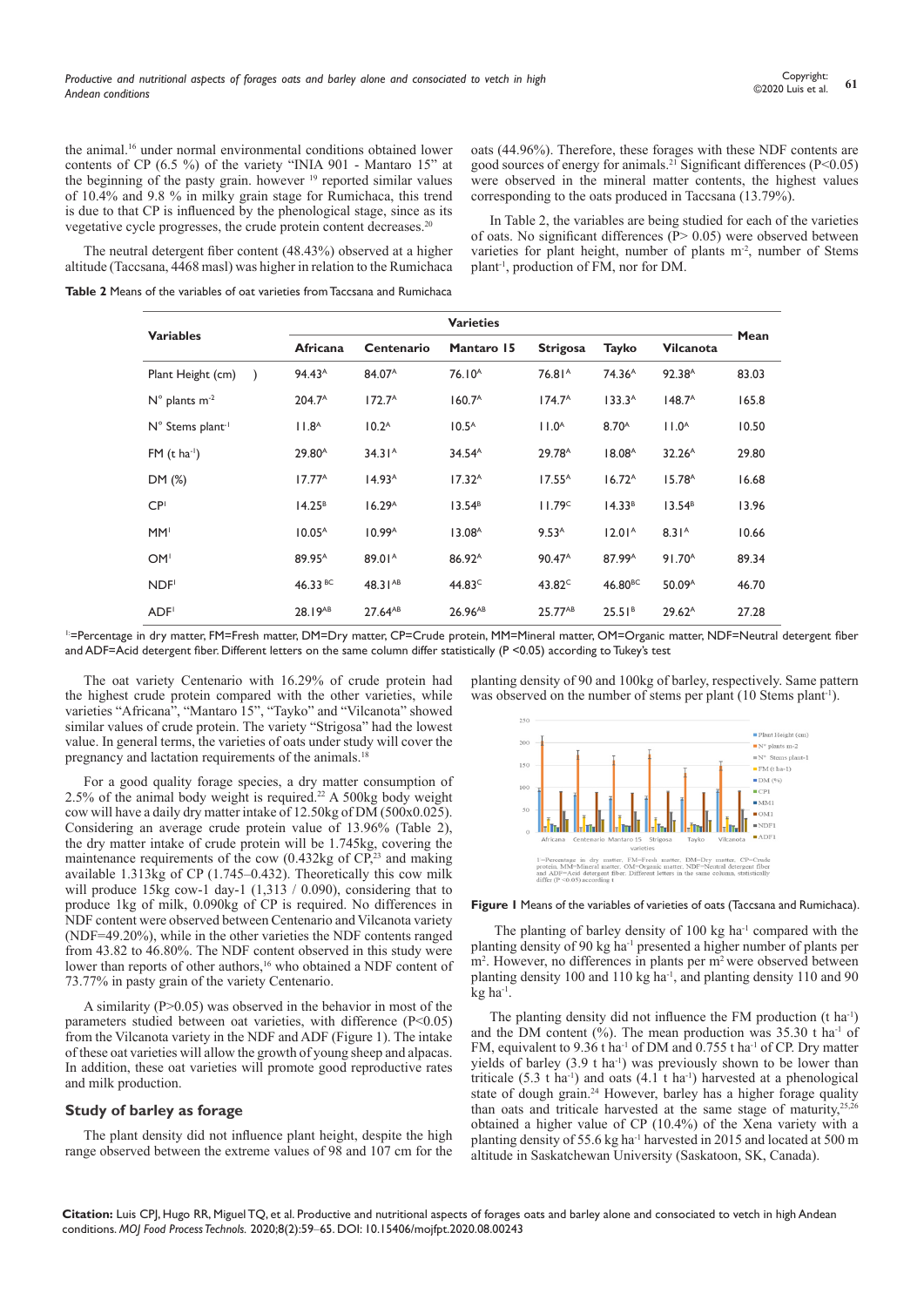the animal.[16] under normal environmental conditions obtained lower contents of CP (6.5 %) of the variety "INIA 901 - Mantaro 15" at the beginning of the pasty grain. however [19] reported similar values of 10.4% and 9.8 % in milky grain stage for Rumichaca, this trend is due to that CP is influenced by the phenological stage, since as its vegetative cycle progresses, the crude protein content decreases.[20]

The neutral detergent fiber content (48.43%) observed at a higher altitude (Taccsana, 4468 masl) was higher in relation to the Rumichaca oats (44.96%). Therefore, these forages with these NDF contents are good sources of energy for animals.[21] Significant differences ($P<0.05$) were observed in the mineral matter contents, the highest values corresponding to the oats produced in Taccsana (13.79%).

In Table 2, the variables are being studied for each of the varieties of oats. No significant differences ($P> 0.05$) were observed between varieties for plant height, number of plants $m^{-2}$, number of Stems $plant^{-1}$, production of FM, nor for DM.

**Table 2** Means of the variables of oat varieties from Taccsana and Rumichaca

| Variables | Varieties | | | | | | Mean |
|---|---|---|---|---|---|---|---|
| | Africana | Centenario | Mantaro 15 | Strigosa | Tayko | Vilcanota | |
| Plant Height (cm) | 94.43^A | 84.07^A | 76.10^A | 76.81^A | 74.36^A | 92.38^A | 83.03 |
| N° plants $m^{-2}$ | 204.7^A | 172.7^A | 160.7^A | 174.7^A | 133.3^A | 148.7^A | 165.8 |
| N° Stems $plant^{-1}$ | 11.8^A | 10.2^A | 10.5^A | 11.0^A | 8.70^A | 11.0^A | 10.50 |
| FM (t $ha^{-1}$) | 29.80^A | 34.31^A | 34.54^A | 29.78^A | 18.08^A | 32.26^A | 29.80 |
| DM (%) | 17.77^A | 14.93^A | 17.32^A | 17.55^A | 16.72^A | 15.78^A | 16.68 |
| CP[1] | 14.25^B | 16.29^A | 13.54^B | 11.79^C | 14.33^B | 13.54^B | 13.96 |
| MM[1] | 10.05^A | 10.99^A | 13.08^A | 9.53^A | 12.01^A | 8.31^A | 10.66 |
| OM[1] | 89.95^A | 89.01^A | 86.92^A | 90.47^A | 87.99^A | 91.70^A | 89.34 |
| NDF[1] | 46.33^BC | 48.31^AB | 44.83^C | 43.82^C | 46.80^BC | 50.09^A | 46.70 |
| ADF[1] | 28.19^AB | 27.64^AB | 26.96^AB | 25.77^AB | 25.51^B | 29.62^A | 27.28 |

[1]=Percentage in dry matter, FM=Fresh matter, DM=Dry matter, CP=Crude protein, MM=Mineral matter, OM=Organic matter, NDF=Neutral detergent fiber and ADF=Acid detergent fiber. Different letters on the same column differ statistically (P <0.05) according to Tukey's test

The oat variety Centenario with 16.29% of crude protein had the highest crude protein compared with the other varieties, while varieties "Africana", "Mantaro 15", "Tayko" and "Vilcanota" showed similar values of crude protein. The variety "Strigosa" had the lowest value. In general terms, the varieties of oats under study will cover the pregnancy and lactation requirements of the animals.[18]

For a good quality forage species, a dry matter consumption of 2.5% of the animal body weight is required.[22] A 500kg body weight cow will have a daily dry matter intake of 12.50kg of DM (500x0.025). Considering an average crude protein value of 13.96% (Table 2), the dry matter intake of crude protein will be 1.745kg, covering the maintenance requirements of the cow (0.432kg of CP,[23] and making available 1.313kg of CP (1.745–0.432). Theoretically this cow milk will produce 15kg cow-1 day-1 (1,313 / 0.090), considering that to produce 1kg of milk, 0.090kg of CP is required. No differences in NDF content were observed between Centenario and Vilcanota variety (NDF=49.20%), while in the other varieties the NDF contents ranged from 43.82 to 46.80%. The NDF content observed in this study were lower than reports of other authors,[16] who obtained a NDF content of 73.77% in pasty grain of the variety Centenario.

A similarity ($P>0.05$) was observed in the behavior in most of the parameters studied between oat varieties, with difference ($P<0.05$) from the Vilcanota variety in the NDF and ADF (Figure 1). The intake of these oat varieties will allow the growth of young sheep and alpacas. In addition, these oat varieties will promote good reproductive rates and milk production.

## Study of barley as forage

The plant density did not influence plant height, despite the high range observed between the extreme values of 98 and 107 cm for the planting density of 90 and 100kg of barley, respectively. Same pattern was observed on the number of stems per plant (10 Stems $plant^{-1}$).

**Figure 1** Means of the variables of varieties of oats (Taccsana and Rumichaca).

The planting of barley density of 100 kg $ha^{-1}$ compared with the planting density of 90 kg $ha^{-1}$ presented a higher number of plants per $m^2$. However, no differences in plants per $m^2$ were observed between planting density 100 and 110 kg $ha^{-1}$, and planting density 110 and 90 kg $ha^{-1}$.

The planting density did not influence the FM production (t $ha^{-1}$) and the DM content (%). The mean production was 35.30 t $ha^{-1}$ of FM, equivalent to 9.36 t $ha^{-1}$ of DM and 0.755 t $ha^{-1}$ of CP. Dry matter yields of barley (3.9 t $ha^{-1}$) was previously shown to be lower than triticale (5.3 t $ha^{-1}$) and oats (4.1 t $ha^{-1}$) harvested at a phenological state of dough grain.[24] However, barley has a higher forage quality than oats and triticale harvested at the same stage of maturity,[25,26] obtained a higher value of CP (10.4%) of the Xena variety with a planting density of 55.6 kg $ha^{-1}$ harvested in 2015 and located at 500 m altitude in Saskatchewan University (Saskatoon, SK, Canada).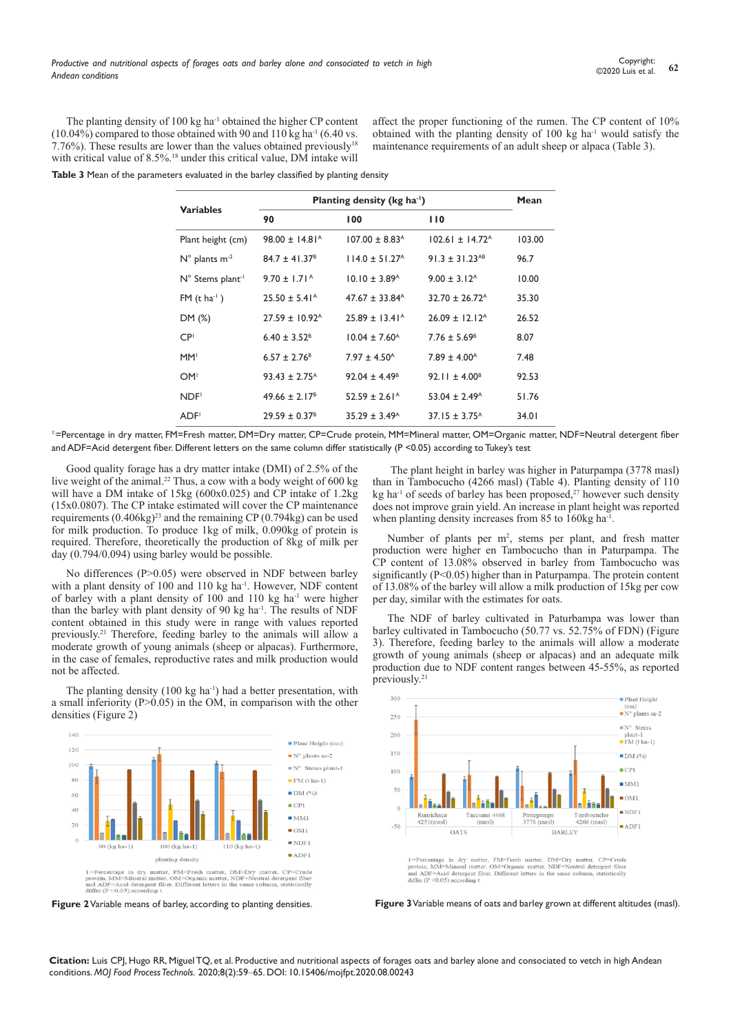The planting density of 100 kg ha$^{-1}$ obtained the higher CP content (10.04%) compared to those obtained with 90 and 110 kg ha$^{-1}$ (6.40 vs. 7.76%). These results are lower than the values obtained previously[18] with critical value of 8.5%.[18] under this critical value, DM intake will affect the proper functioning of the rumen. The CP content of 10% obtained with the planting density of 100 kg ha$^{-1}$ would satisfy the maintenance requirements of an adult sheep or alpaca (Table 3).

**Table 3** Mean of the parameters evaluated in the barley classified by planting density

| Variables | Planting density (kg ha$^{-1}$) | | | Mean |
|---|---|---|---|---|
| | 90 | 100 | 110 | |
| Plant height (cm) | 98.00 ± 14.81$^{A}$ | 107.00 ± 8.83$^{A}$ | 102.61 ± 14.72$^{A}$ | 103.00 |
| N° plants m$^{-2}$ | 84.7 ± 41.37$^{B}$ | 114.0 ± 51.27$^{A}$ | 91.3 ± 31.23$^{AB}$ | 96.7 |
| N° Stems plant$^{-1}$ | 9.70 ± 1.71$^{A}$ | 10.10 ± 3.89$^{A}$ | 9.00 ± 3.12$^{A}$ | 10.00 |
| FM (t ha$^{-1}$ ) | 25.50 ± 5.41$^{A}$ | 47.67 ± 33.84$^{A}$ | 32.70 ± 26.72$^{A}$ | 35.30 |
| DM (%) | 27.59 ± 10.92$^{A}$ | 25.89 ± 13.41$^{A}$ | 26.09 ± 12.12$^{A}$ | 26.52 |
| CP$^{1}$ | 6.40 ± 3.52$^{B}$ | 10.04 ± 7.60$^{A}$ | 7.76 ± 5.69$^{B}$ | 8.07 |
| MM$^{1}$ | 6.57 ± 2.76$^{B}$ | 7.97 ± 4.50$^{A}$ | 7.89 ± 4.00$^{A}$ | 7.48 |
| OM$^{1}$ | 93.43 ± 2.75$^{A}$ | 92.04 ± 4.49$^{B}$ | 92.11 ± 4.00$^{B}$ | 92.53 |
| NDF$^{1}$ | 49.66 ± 2.17$^{B}$ | 52.59 ± 2.61$^{A}$ | 53.04 ± 2.49$^{A}$ | 51.76 |
| ADF$^{1}$ | 29.59 ± 0.37$^{B}$ | 35.29 ± 3.49$^{A}$ | 37.15 ± 3.75$^{A}$ | 34.01 |

$^{1}$:=Percentage in dry matter, FM=Fresh matter, DM=Dry matter, CP=Crude protein, MM=Mineral matter, OM=Organic matter, NDF=Neutral detergent fiber and ADF=Acid detergent fiber. Different letters on the same column differ statistically (P <0.05) according to Tukey's test

Good quality forage has a dry matter intake (DMI) of 2.5% of the live weight of the animal.[22] Thus, a cow with a body weight of 600 kg will have a DM intake of 15kg (600x0.025) and CP intake of 1.2kg (15x0.0807). The CP intake estimated will cover the CP maintenance requirements (0.406kg)[23] and the remaining CP (0.794kg) can be used for milk production. To produce 1kg of milk, 0.090kg of protein is required. Therefore, theoretically the production of 8kg of milk per day (0.794/0.094) using barley would be possible.

No differences (P>0.05) were observed in NDF between barley with a plant density of 100 and 110 kg ha$^{-1}$. However, NDF content of barley with a plant density of 100 and 110 kg ha$^{-1}$ were higher than the barley with plant density of 90 kg ha$^{-1}$. The results of NDF content obtained in this study were in range with values reported previously.[21] Therefore, feeding barley to the animals will allow a moderate growth of young animals (sheep or alpacas). Furthermore, in the case of females, reproductive rates and milk production would not be affected.

The planting density (100 kg ha$^{-1}$) had a better presentation, with a small inferiority (P>0.05) in the OM, in comparison with the other densities (Figure 2)

**Figure 2** Variable means of barley, according to planting densities.

The plant height in barley was higher in Paturpampa (3778 masl) than in Tambocucho (4266 masl) (Table 4). Planting density of 110 kg ha$^{-1}$ of seeds of barley has been proposed,[27] however such density does not improve grain yield. An increase in plant height was reported when planting density increases from 85 to 160kg ha$^{-1}$.

Number of plants per m$^{2}$, stems per plant, and fresh matter production were higher en Tambocucho than in Paturpampa. The CP content of 13.08% observed in barley from Tambocucho was significantly (P<0.05) higher than in Paturpampa. The protein content of 13.08% of the barley will allow a milk production of 15kg per cow per day, similar with the estimates for oats.

The NDF of barley cultivated in Paturbampa was lower than barley cultivated in Tambocucho (50.77 vs. 52.75% of FDN) (Figure 3). Therefore, feeding barley to the animals will allow a moderate growth of young animals (sheep or alpacas) and an adequate milk production due to NDF content ranges between 45-55%, as reported previously.[21]

**Figure 3** Variable means of oats and barley grown at different altitudes (masl).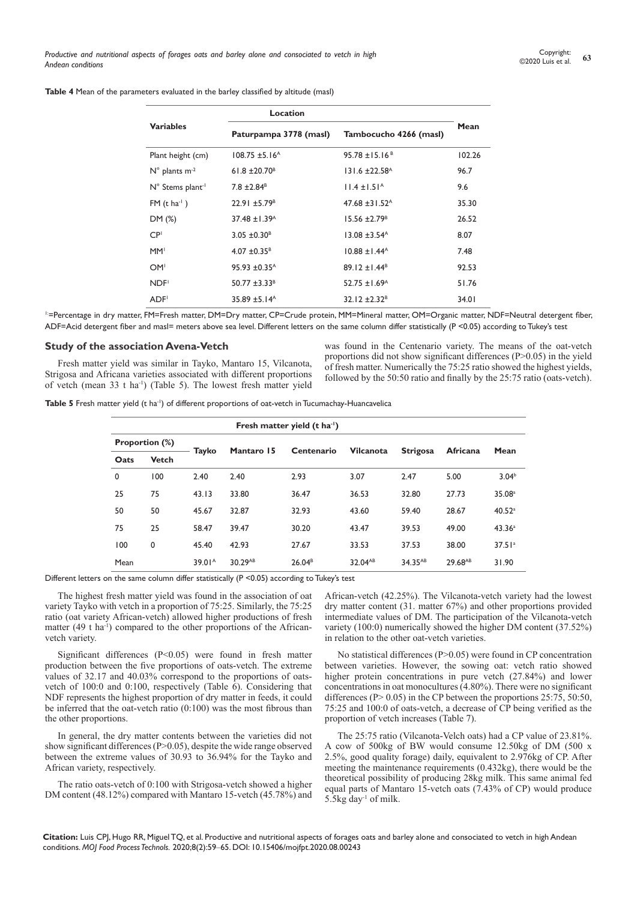**Table 4** Mean of the parameters evaluated in the barley classified by altitude (masl)

| Variables | Location | | Mean |
|---|---|---|---|
| | Paturpampa 3778 (masl) | Tambocucho 4266 (masl) | |
| Plant height (cm) | 108.75 ±5.16$^{A}$ | 95.78 ±15.16$^{B}$ | 102.26 |
| N° plants m$^{-2}$ | 61.8 ±20.70$^{B}$ | 131.6 ±22.58$^{A}$ | 96.7 |
| N° Stems plant$^{-1}$ | 7.8 ±2.84$^{B}$ | 11.4 ±1.51$^{A}$ | 9.6 |
| FM (t ha$^{-1}$) | 22.91 ±5.79$^{B}$ | 47.68 ±31.52$^{A}$ | 35.30 |
| DM (%) | 37.48 ±1.39$^{A}$ | 15.56 ±2.79$^{B}$ | 26.52 |
| CP[1] | 3.05 ±0.30$^{B}$ | 13.08 ±3.54$^{A}$ | 8.07 |
| MM[1] | 4.07 ±0.35$^{B}$ | 10.88 ±1.44$^{A}$ | 7.48 |
| OM[1] | 95.93 ±0.35$^{A}$ | 89.12 ±1.44$^{B}$ | 92.53 |
| NDF[1] | 50.77 ±3.33$^{B}$ | 52.75 ±1.69$^{A}$ | 51.76 |
| ADF[1] | 35.89 ±5.14$^{A}$ | 32.12 ±2.32$^{B}$ | 34.01 |

[1]:=Percentage in dry matter, FM=Fresh matter, DM=Dry matter, CP=Crude protein, MM=Mineral matter, OM=Organic matter, NDF=Neutral detergent fiber, ADF=Acid detergent fiber and masl= meters above sea level. Different letters on the same column differ statistically (P <0.05) according to Tukey's test

### Study of the association Avena-Vetch

Fresh matter yield was similar in Tayko, Mantaro 15, Vilcanota, Strigosa and Africana varieties associated with different proportions of vetch (mean 33 t ha$^{-1}$) (Table 5). The lowest fresh matter yield was found in the Centenario variety. The means of the oat-vetch proportions did not show significant differences (P>0.05) in the yield of fresh matter. Numerically the 75:25 ratio showed the highest yields, followed by the 50:50 ratio and finally by the 25:75 ratio (oats-vetch).

**Table 5** Fresh matter yield (t ha$^{-1}$) of different proportions of oat-vetch in Tucumachay-Huancavelica

| Proportion (%) | | Fresh matter yield (t ha$^{-1}$) | | | | | | |
|---|---|---|---|---|---|---|---|---|
| Oats | Vetch | Tayko | Mantaro 15 | Centenario | Vilcanota | Strigosa | Africana | Mean |
| 0 | 100 | 2.40 | 2.40 | 2.93 | 3.07 | 2.47 | 5.00 | 3.04$^{b}$ |
| 25 | 75 | 43.13 | 33.80 | 36.47 | 36.53 | 32.80 | 27.73 | 35.08$^{a}$ |
| 50 | 50 | 45.67 | 32.87 | 32.93 | 43.60 | 59.40 | 28.67 | 40.52$^{a}$ |
| 75 | 25 | 58.47 | 39.47 | 30.20 | 43.47 | 39.53 | 49.00 | 43.36$^{a}$ |
| 100 | 0 | 45.40 | 42.93 | 27.67 | 33.53 | 37.53 | 38.00 | 37.51$^{a}$ |
| Mean | | 39.01$^{A}$ | 30.29$^{AB}$ | 26.04$^{B}$ | 32.04$^{AB}$ | 34.35$^{AB}$ | 29.68$^{AB}$ | 31.90 |

Different letters on the same column differ statistically (P <0.05) according to Tukey's test

The highest fresh matter yield was found in the association of oat variety Tayko with vetch in a proportion of 75:25. Similarly, the 75:25 ratio (oat variety African-vetch) allowed higher productions of fresh matter (49 t ha$^{-1}$) compared to the other proportions of the African-vetch variety.

Significant differences (P<0.05) were found in fresh matter production between the five proportions of oats-vetch. The extreme values of 32.17 and 40.03% correspond to the proportions of oats-vetch of 100:0 and 0:100, respectively (Table 6). Considering that NDF represents the highest proportion of dry matter in feeds, it could be inferred that the oat-vetch ratio (0:100) was the most fibrous than the other proportions.

In general, the dry matter contents between the varieties did not show significant differences (P>0.05), despite the wide range observed between the extreme values of 30.93 to 36.94% for the Tayko and African variety, respectively.

The ratio oats-vetch of 0:100 with Strigosa-vetch showed a higher DM content (48.12%) compared with Mantaro 15-vetch (45.78%) and African-vetch (42.25%). The Vilcanota-vetch variety had the lowest dry matter content (31. matter 67%) and other proportions provided intermediate values of DM. The participation of the Vilcanota-vetch variety (100:0) numerically showed the higher DM content (37.52%) in relation to the other oat-vetch varieties.

No statistical differences (P>0.05) were found in CP concentration between varieties. However, the sowing oat: vetch ratio showed higher protein concentrations in pure vetch (27.84%) and lower concentrations in oat monocultures (4.80%). There were no significant differences (P> 0.05) in the CP between the proportions 25:75, 50:50, 75:25 and 100:0 of oats-vetch, a decrease of CP being verified as the proportion of vetch increases (Table 7).

The 25:75 ratio (Vilcanota-Velch oats) had a CP value of 23.81%. A cow of 500kg of BW would consume 12.50kg of DM (500 x 2.5%, good quality forage) daily, equivalent to 2.976kg of CP. After meeting the maintenance requirements (0.432kg), there would be the theoretical possibility of producing 28kg milk. This same animal fed equal parts of Mantaro 15-vetch oats (7.43% of CP) would produce 5.5kg day$^{-1}$ of milk.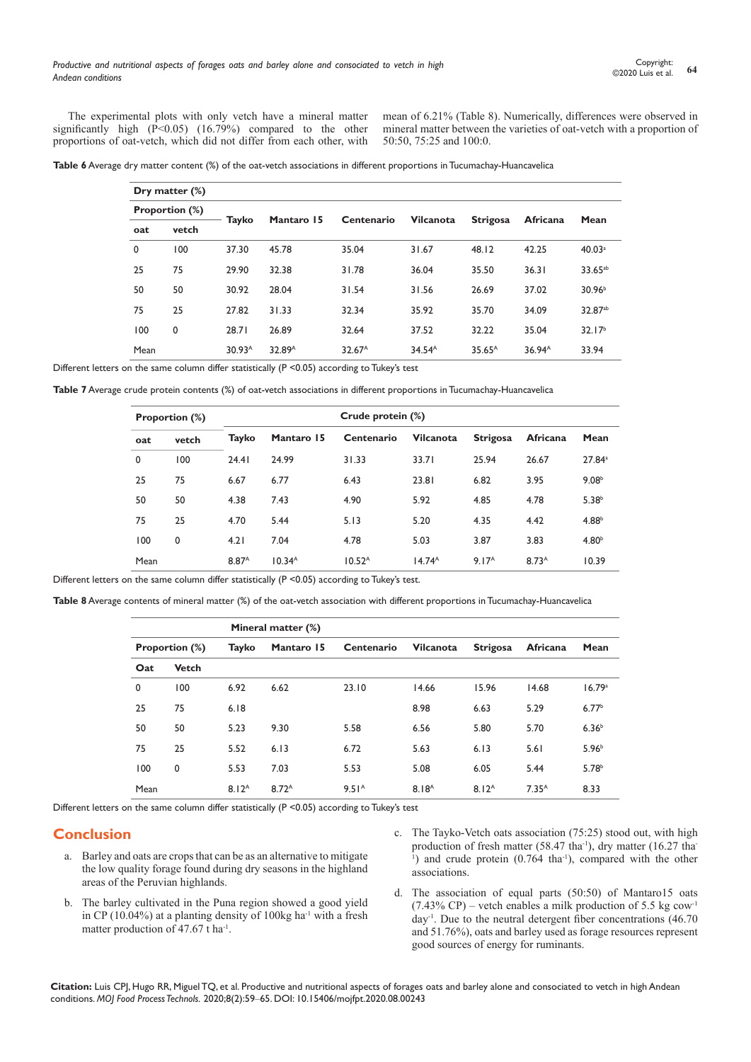The experimental plots with only vetch have a mineral matter significantly high ($P<0.05$) (16.79%) compared to the other proportions of oat-vetch, which did not differ from each other, with mean of 6.21% (Table 8). Numerically, differences were observed in mineral matter between the varieties of oat-vetch with a proportion of 50:50, 75:25 and 100:0.

**Table 6** Average dry matter content (%) of the oat-vetch associations in different proportions in Tucumachay-Huancavelica

| Dry matter (%) | | | | | | | | |
|---|---|---|---|---|---|---|---|---|
| Proportion (%) | | Tayko | Mantaro 15 | Centenario | Vilcanota | Strigosa | Africana | Mean |
| oat | vetch | | | | | | | |
| 0 | 100 | 37.30 | 45.78 | 35.04 | 31.67 | 48.12 | 42.25 | 40.03[a] |
| 25 | 75 | 29.90 | 32.38 | 31.78 | 36.04 | 35.50 | 36.31 | 33.65[ab] |
| 50 | 50 | 30.92 | 28.04 | 31.54 | 31.56 | 26.69 | 37.02 | 30.96[b] |
| 75 | 25 | 27.82 | 31.33 | 32.34 | 35.92 | 35.70 | 34.09 | 32.87[ab] |
| 100 | 0 | 28.71 | 26.89 | 32.64 | 37.52 | 32.22 | 35.04 | 32.17[b] |
| Mean | | 30.93[A] | 32.89[A] | 32.67[A] | 34.54[A] | 35.65[A] | 36.94[A] | 33.94 |

Different letters on the same column differ statistically ($P<0.05$) according to Tukey's test

**Table 7** Average crude protein contents (%) of oat-vetch associations in different proportions in Tucumachay-Huancavelica

| Proportion (%) | | Crude protein (%) | | | | | | |
|---|---|---|---|---|---|---|---|---|
| oat | vetch | Tayko | Mantaro 15 | Centenario | Vilcanota | Strigosa | Africana | Mean |
| 0 | 100 | 24.41 | 24.99 | 31.33 | 33.71 | 25.94 | 26.67 | 27.84[a] |
| 25 | 75 | 6.67 | 6.77 | 6.43 | 23.81 | 6.82 | 3.95 | 9.08[b] |
| 50 | 50 | 4.38 | 7.43 | 4.90 | 5.92 | 4.85 | 4.78 | 5.38[b] |
| 75 | 25 | 4.70 | 5.44 | 5.13 | 5.20 | 4.35 | 4.42 | 4.88[b] |
| 100 | 0 | 4.21 | 7.04 | 4.78 | 5.03 | 3.87 | 3.83 | 4.80[b] |
| Mean | | 8.87[A] | 10.34[A] | 10.52[A] | 14.74[A] | 9.17[A] | 8.73[A] | 10.39 |

Different letters on the same column differ statistically ($P<0.05$) according to Tukey's test.

**Table 8** Average contents of mineral matter (%) of the oat-vetch association with different proportions in Tucumachay-Huancavelica

| | | Mineral matter (%) | | | | | | |
|---|---|---|---|---|---|---|---|---|
| Proportion (%) | | Tayko | Mantaro 15 | Centenario | Vilcanota | Strigosa | Africana | Mean |
| Oat | Vetch | | | | | | | |
| 0 | 100 | 6.92 | 6.62 | 23.10 | 14.66 | 15.96 | 14.68 | 16.79[a] |
| 25 | 75 | 6.18 | | | 8.98 | 6.63 | 5.29 | 6.77[b] |
| 50 | 50 | 5.23 | 9.30 | 5.58 | 6.56 | 5.80 | 5.70 | 6.36[b] |
| 75 | 25 | 5.52 | 6.13 | 6.72 | 5.63 | 6.13 | 5.61 | 5.96[b] |
| 100 | 0 | 5.53 | 7.03 | 5.53 | 5.08 | 6.05 | 5.44 | 5.78[b] |
| Mean | | 8.12[A] | 8.72[A] | 9.51[A] | 8.18[A] | 8.12[A] | 7.35[A] | 8.33 |

Different letters on the same column differ statistically ($P<0.05$) according to Tukey's test

## Conclusion

a. Barley and oats are crops that can be as an alternative to mitigate the low quality forage found during dry seasons in the highland areas of the Peruvian highlands.

b. The barley cultivated in the Puna region showed a good yield in CP (10.04%) at a planting density of 100kg ha$^{-1}$ with a fresh matter production of 47.67 t ha$^{-1}$.

c. The Tayko-Vetch oats association (75:25) stood out, with high production of fresh matter (58.47 tha$^{-1}$), dry matter (16.27 tha$^{-1}$) and crude protein (0.764 tha$^{-1}$), compared with the other associations.

d. The association of equal parts (50:50) of Mantaro15 oats (7.43% CP) – vetch enables a milk production of 5.5 kg cow$^{-1}$ day$^{-1}$. Due to the neutral detergent fiber concentrations (46.70 and 51.76%), oats and barley used as forage resources represent good sources of energy for ruminants.

**Citation:** Luis CPJ, Hugo RR, Miguel TQ, et al. Productive and nutritional aspects of forages oats and barley alone and consociated to vetch in high Andean conditions. *MOJ Food Process Technols.* 2020;8(2):59‒65. DOI: 10.15406/mojfpt.2020.08.00243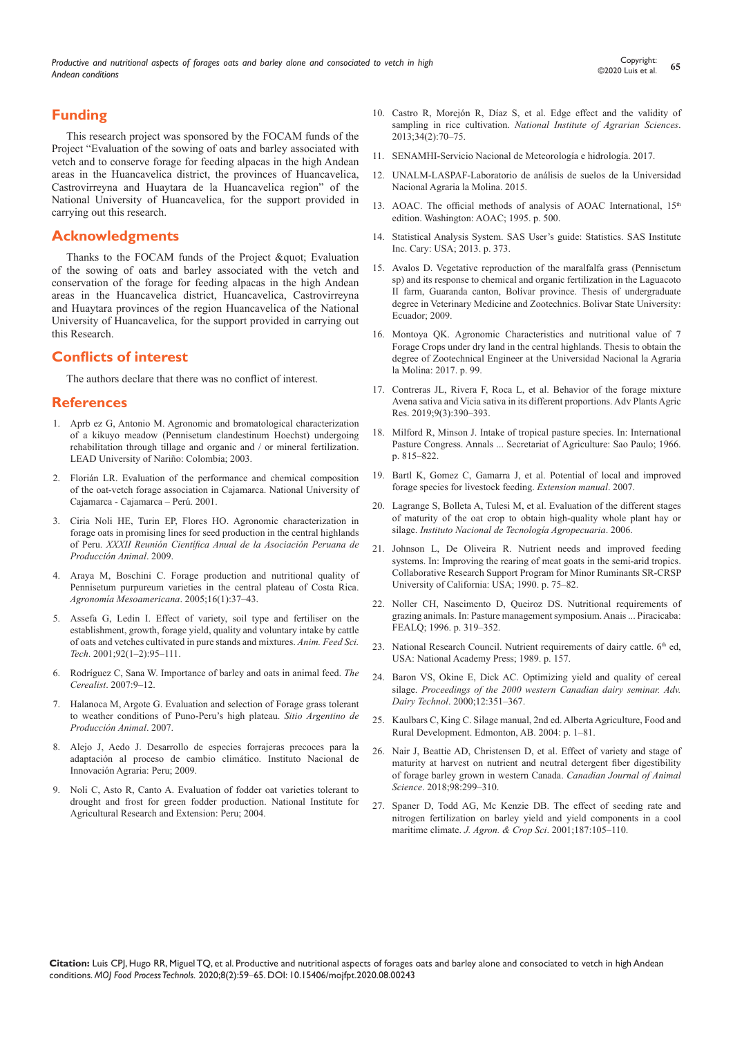## Funding

This research project was sponsored by the FOCAM funds of the Project "Evaluation of the sowing of oats and barley associated with vetch and to conserve forage for feeding alpacas in the high Andean areas in the Huancavelica district, the provinces of Huancavelica, Castrovirreyna and Huaytara de la Huancavelica region" of the National University of Huancavelica, for the support provided in carrying out this research.

## Acknowledgments

Thanks to the FOCAM funds of the Project &quot; Evaluation of the sowing of oats and barley associated with the vetch and conservation of the forage for feeding alpacas in the high Andean areas in the Huancavelica district, Huancavelica, Castrovirreyna and Huaytara provinces of the region Huancavelica of the National University of Huancavelica, for the support provided in carrying out this Research.

## Conflicts of interest

The authors declare that there was no conflict of interest.

## References

1. Aprb ez G, Antonio M. Agronomic and bromatological characterization of a kikuyo meadow (Pennisetum clandestinum Hoechst) undergoing rehabilitation through tillage and organic and / or mineral fertilization. LEAD University of Nariño: Colombia; 2003.
2. Florián LR. Evaluation of the performance and chemical composition of the oat-vetch forage association in Cajamarca. National University of Cajamarca - Cajamarca – Perú. 2001.
3. Ciria Noli HE, Turin EP, Flores HO. Agronomic characterization in forage oats in promising lines for seed production in the central highlands of Peru. *XXXII Reunión Científica Anual de la Asociación Peruana de Producción Animal*. 2009.
4. Araya M, Boschini C. Forage production and nutritional quality of Pennisetum purpureum varieties in the central plateau of Costa Rica. *Agronomía Mesoamericana*. 2005;16(1):37–43.
5. Assefa G, Ledin I. Effect of variety, soil type and fertiliser on the establishment, growth, forage yield, quality and voluntary intake by cattle of oats and vetches cultivated in pure stands and mixtures. *Anim. Feed Sci. Tech*. 2001;92(1–2):95–111.
6. Rodríguez C, Sana W. Importance of barley and oats in animal feed. *The Cerealist*. 2007:9–12.
7. Halanoca M, Argote G. Evaluation and selection of Forage grass tolerant to weather conditions of Puno-Peru's high plateau. *Sitio Argentino de Producción Animal*. 2007.
8. Alejo J, Aedo J. Desarrollo de especies forrajeras precoces para la adaptación al proceso de cambio climático. Instituto Nacional de Innovación Agraria: Peru; 2009.
9. Noli C, Asto R, Canto A. Evaluation of fodder oat varieties tolerant to drought and frost for green fodder production. National Institute for Agricultural Research and Extension: Peru; 2004.
10. Castro R, Morejón R, Díaz S, et al. Edge effect and the validity of sampling in rice cultivation. *National Institute of Agrarian Sciences*. 2013;34(2):70–75.
11. SENAMHI-Servicio Nacional de Meteorología e hidrología. 2017.
12. UNALM-LASPAF-Laboratorio de análisis de suelos de la Universidad Nacional Agraria la Molina. 2015.
13. AOAC. The official methods of analysis of AOAC International, 15th edition. Washington: AOAC; 1995. p. 500.
14. Statistical Analysis System. SAS User's guide: Statistics. SAS Institute Inc. Cary: USA; 2013. p. 373.
15. Avalos D. Vegetative reproduction of the maralfalfa grass (Pennisetum sp) and its response to chemical and organic fertilization in the Laguacoto II farm, Guaranda canton, Bolívar province. Thesis of undergraduate degree in Veterinary Medicine and Zootechnics. Bolivar State University: Ecuador; 2009.
16. Montoya QK. Agronomic Characteristics and nutritional value of 7 Forage Crops under dry land in the central highlands. Thesis to obtain the degree of Zootechnical Engineer at the Universidad Nacional la Agraria la Molina: 2017. p. 99.
17. Contreras JL, Rivera F, Roca L, et al. Behavior of the forage mixture Avena sativa and Vicia sativa in its different proportions. Adv Plants Agric Res. 2019;9(3):390–393.
18. Milford R, Minson J. Intake of tropical pasture species. In: International Pasture Congress. Annals ... Secretariat of Agriculture: Sao Paulo; 1966. p. 815–822.
19. Bartl K, Gomez C, Gamarra J, et al. Potential of local and improved forage species for livestock feeding. *Extension manual*. 2007.
20. Lagrange S, Bolleta A, Tulesi M, et al. Evaluation of the different stages of maturity of the oat crop to obtain high-quality whole plant hay or silage. *Instituto Nacional de Tecnología Agropecuaria*. 2006.
21. Johnson L, De Oliveira R. Nutrient needs and improved feeding systems. In: Improving the rearing of meat goats in the semi-arid tropics. Collaborative Research Support Program for Minor Ruminants SR-CRSP University of California: USA; 1990. p. 75–82.
22. Noller CH, Nascimento D, Queiroz DS. Nutritional requirements of grazing animals. In: Pasture management symposium. Anais ... Piracicaba: FEALQ; 1996. p. 319–352.
23. National Research Council. Nutrient requirements of dairy cattle. 6th ed, USA: National Academy Press; 1989. p. 157.
24. Baron VS, Okine E, Dick AC. Optimizing yield and quality of cereal silage. *Proceedings of the 2000 western Canadian dairy seminar. Adv. Dairy Technol*. 2000;12:351–367.
25. Kaulbars C, King C. Silage manual, 2nd ed. Alberta Agriculture, Food and Rural Development. Edmonton, AB. 2004: p. 1–81.
26. Nair J, Beattie AD, Christensen D, et al. Effect of variety and stage of maturity at harvest on nutrient and neutral detergent fiber digestibility of forage barley grown in western Canada. *Canadian Journal of Animal Science*. 2018;98:299–310.
27. Spaner D, Todd AG, Mc Kenzie DB. The effect of seeding rate and nitrogen fertilization on barley yield and yield components in a cool maritime climate. *J. Agron. & Crop Sci*. 2001;187:105–110.